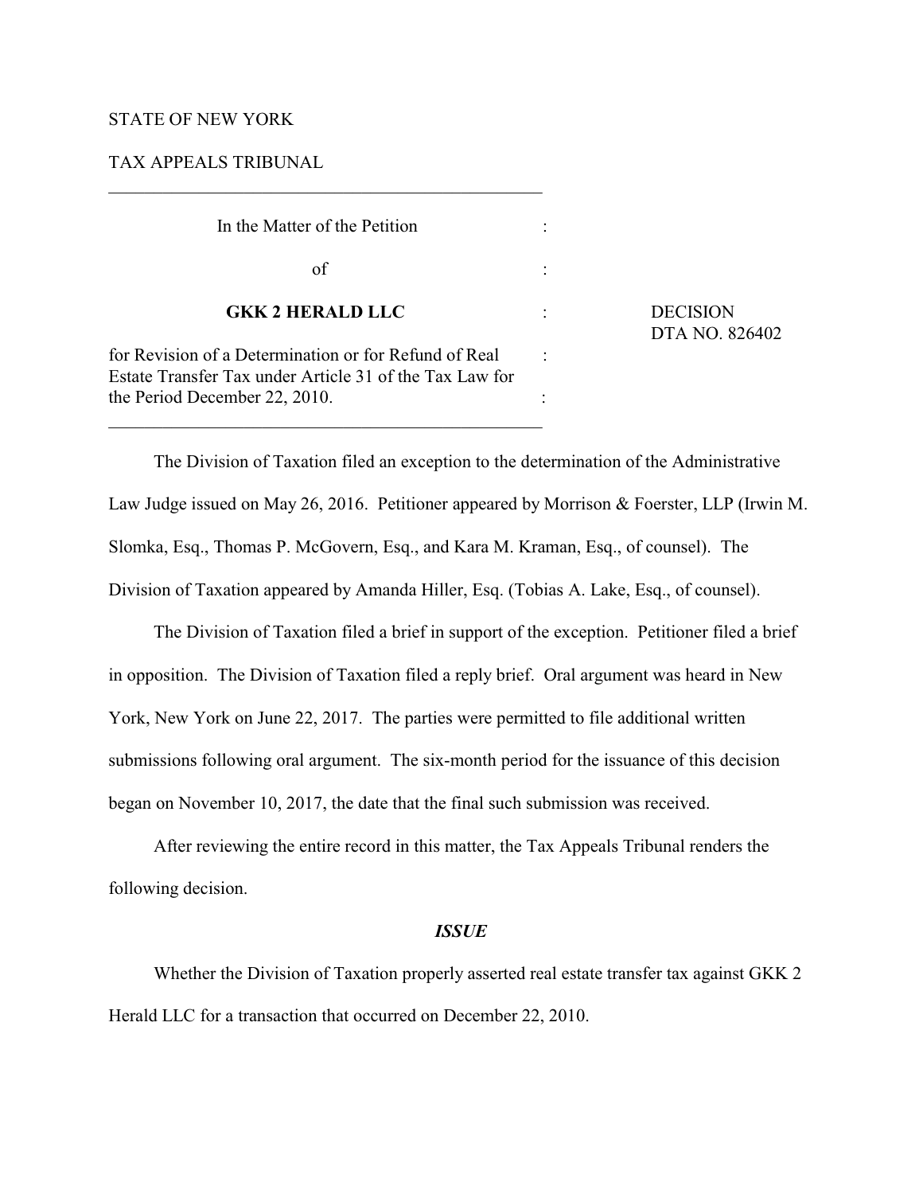STATE OF NEW YORK

TAX APPEALS TRIBUNAL

---

In the Matter of the Petition :

of :

**GKK 2 HERALD LLC** : DECISION
DTA NO. 826402

for Revision of a Determination or for Refund of Real Estate Transfer Tax under Article 31 of the Tax Law for the Period December 22, 2010. :

---

The Division of Taxation filed an exception to the determination of the Administrative Law Judge issued on May 26, 2016. Petitioner appeared by Morrison & Foerster, LLP (Irwin M. Slomka, Esq., Thomas P. McGovern, Esq., and Kara M. Kraman, Esq., of counsel). The Division of Taxation appeared by Amanda Hiller, Esq. (Tobias A. Lake, Esq., of counsel).

The Division of Taxation filed a brief in support of the exception. Petitioner filed a brief in opposition. The Division of Taxation filed a reply brief. Oral argument was heard in New York, New York on June 22, 2017. The parties were permitted to file additional written submissions following oral argument. The six-month period for the issuance of this decision began on November 10, 2017, the date that the final such submission was received.

After reviewing the entire record in this matter, the Tax Appeals Tribunal renders the following decision.

### *ISSUE*

Whether the Division of Taxation properly asserted real estate transfer tax against GKK 2 Herald LLC for a transaction that occurred on December 22, 2010.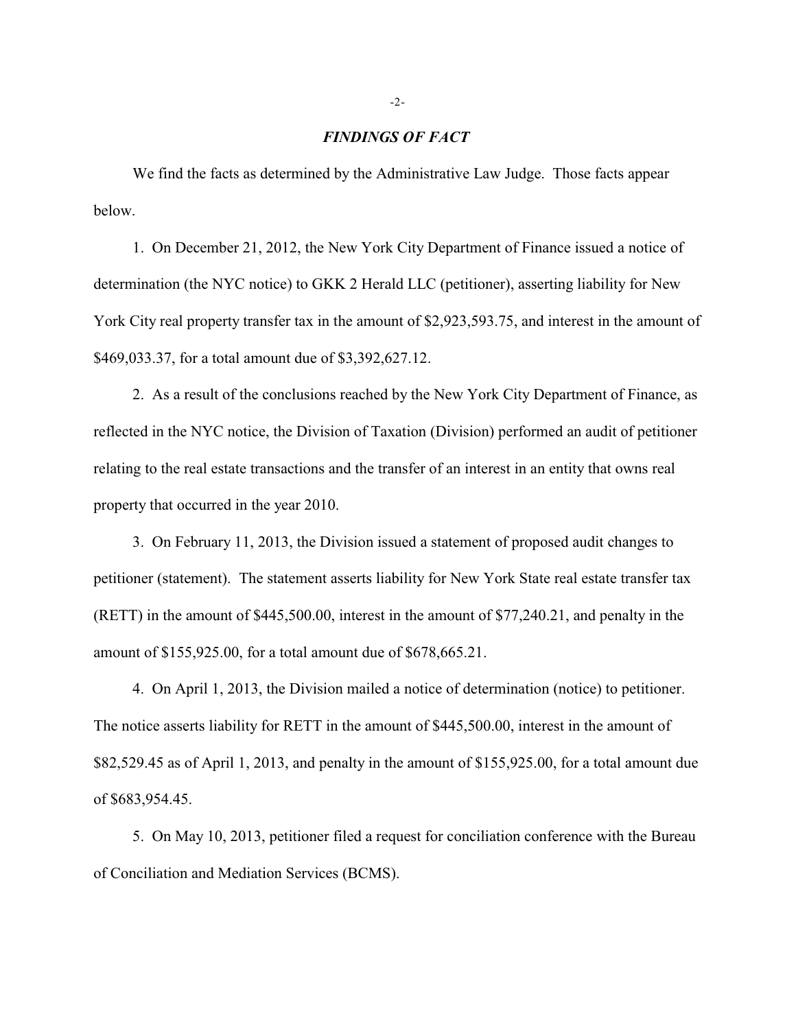## *FINDINGS OF FACT*

We find the facts as determined by the Administrative Law Judge. Those facts appear below.

1. On December 21, 2012, the New York City Department of Finance issued a notice of determination (the NYC notice) to GKK 2 Herald LLC (petitioner), asserting liability for New York City real property transfer tax in the amount of $2,923,593.75, and interest in the amount of $469,033.37, for a total amount due of $3,392,627.12.

2. As a result of the conclusions reached by the New York City Department of Finance, as reflected in the NYC notice, the Division of Taxation (Division) performed an audit of petitioner relating to the real estate transactions and the transfer of an interest in an entity that owns real property that occurred in the year 2010.

3. On February 11, 2013, the Division issued a statement of proposed audit changes to petitioner (statement). The statement asserts liability for New York State real estate transfer tax (RETT) in the amount of $445,500.00, interest in the amount of $77,240.21, and penalty in the amount of $155,925.00, for a total amount due of $678,665.21.

4. On April 1, 2013, the Division mailed a notice of determination (notice) to petitioner. The notice asserts liability for RETT in the amount of $445,500.00, interest in the amount of $82,529.45 as of April 1, 2013, and penalty in the amount of $155,925.00, for a total amount due of $683,954.45.

5. On May 10, 2013, petitioner filed a request for conciliation conference with the Bureau of Conciliation and Mediation Services (BCMS).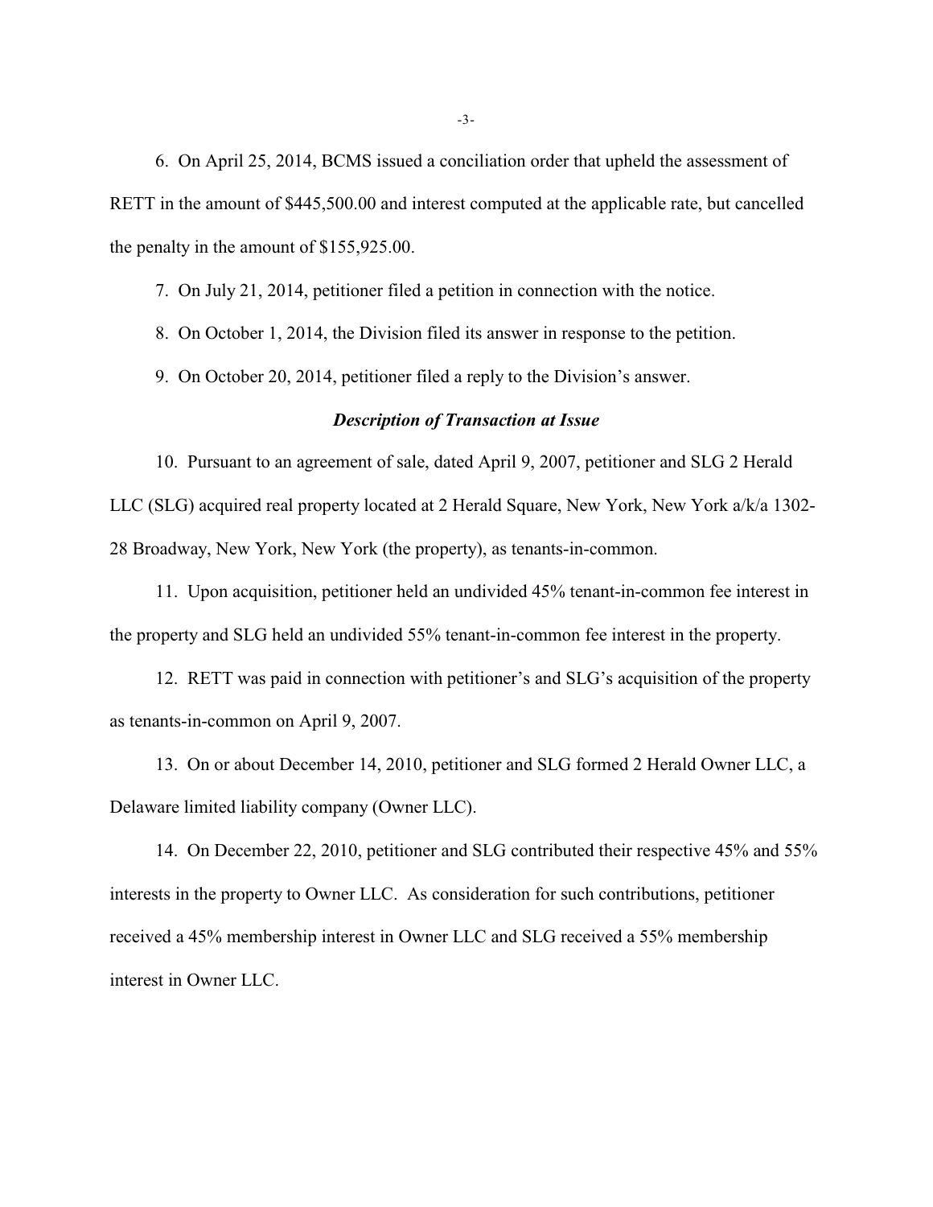6. On April 25, 2014, BCMS issued a conciliation order that upheld the assessment of RETT in the amount of $445,500.00 and interest computed at the applicable rate, but cancelled the penalty in the amount of $155,925.00.

7. On July 21, 2014, petitioner filed a petition in connection with the notice.

8. On October 1, 2014, the Division filed its answer in response to the petition.

9. On October 20, 2014, petitioner filed a reply to the Division's answer.

### *Description of Transaction at Issue*

10. Pursuant to an agreement of sale, dated April 9, 2007, petitioner and SLG 2 Herald LLC (SLG) acquired real property located at 2 Herald Square, New York, New York a/k/a 1302-28 Broadway, New York, New York (the property), as tenants-in-common.

11. Upon acquisition, petitioner held an undivided 45% tenant-in-common fee interest in the property and SLG held an undivided 55% tenant-in-common fee interest in the property.

12. RETT was paid in connection with petitioner's and SLG's acquisition of the property as tenants-in-common on April 9, 2007.

13. On or about December 14, 2010, petitioner and SLG formed 2 Herald Owner LLC, a Delaware limited liability company (Owner LLC).

14. On December 22, 2010, petitioner and SLG contributed their respective 45% and 55% interests in the property to Owner LLC. As consideration for such contributions, petitioner received a 45% membership interest in Owner LLC and SLG received a 55% membership interest in Owner LLC.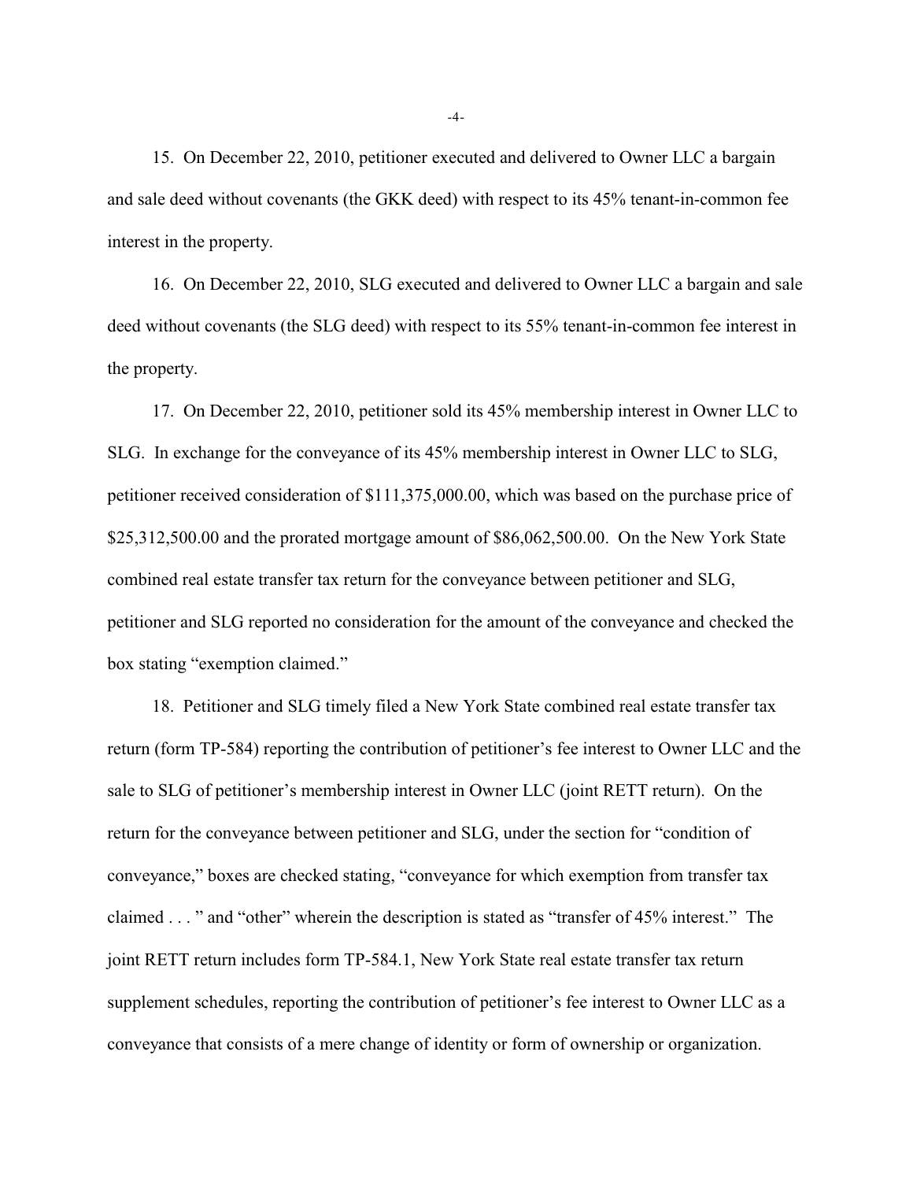15. On December 22, 2010, petitioner executed and delivered to Owner LLC a bargain and sale deed without covenants (the GKK deed) with respect to its 45% tenant-in-common fee interest in the property.

16. On December 22, 2010, SLG executed and delivered to Owner LLC a bargain and sale deed without covenants (the SLG deed) with respect to its 55% tenant-in-common fee interest in the property.

17. On December 22, 2010, petitioner sold its 45% membership interest in Owner LLC to SLG. In exchange for the conveyance of its 45% membership interest in Owner LLC to SLG, petitioner received consideration of $111,375,000.00, which was based on the purchase price of $25,312,500.00 and the prorated mortgage amount of $86,062,500.00. On the New York State combined real estate transfer tax return for the conveyance between petitioner and SLG, petitioner and SLG reported no consideration for the amount of the conveyance and checked the box stating "exemption claimed."

18. Petitioner and SLG timely filed a New York State combined real estate transfer tax return (form TP-584) reporting the contribution of petitioner's fee interest to Owner LLC and the sale to SLG of petitioner's membership interest in Owner LLC (joint RETT return). On the return for the conveyance between petitioner and SLG, under the section for "condition of conveyance," boxes are checked stating, "conveyance for which exemption from transfer tax claimed . . . " and "other" wherein the description is stated as "transfer of 45% interest." The joint RETT return includes form TP-584.1, New York State real estate transfer tax return supplement schedules, reporting the contribution of petitioner's fee interest to Owner LLC as a conveyance that consists of a mere change of identity or form of ownership or organization.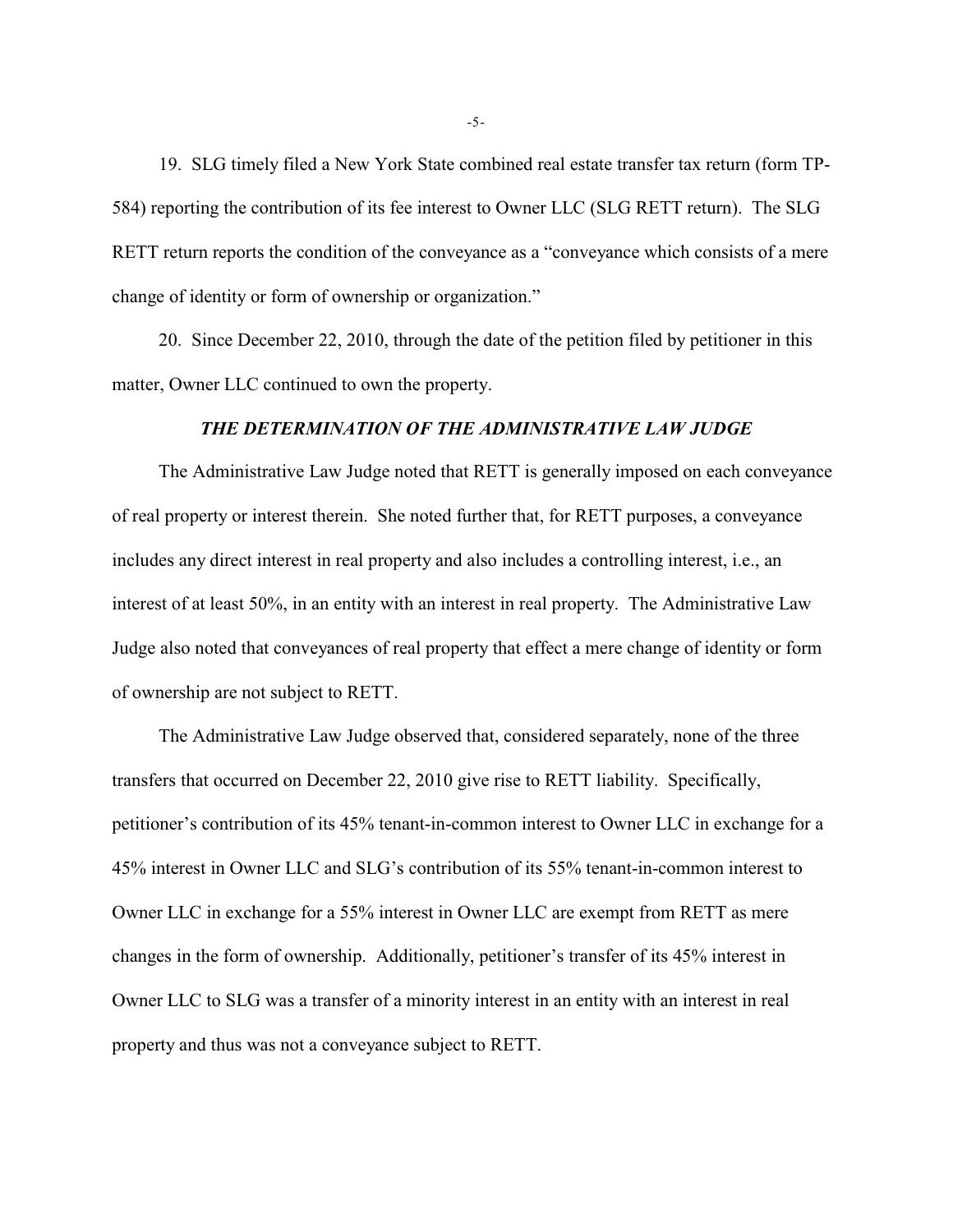19. SLG timely filed a New York State combined real estate transfer tax return (form TP-584) reporting the contribution of its fee interest to Owner LLC (SLG RETT return). The SLG RETT return reports the condition of the conveyance as a "conveyance which consists of a mere change of identity or form of ownership or organization."

20. Since December 22, 2010, through the date of the petition filed by petitioner in this matter, Owner LLC continued to own the property.

### *THE DETERMINATION OF THE ADMINISTRATIVE LAW JUDGE*

The Administrative Law Judge noted that RETT is generally imposed on each conveyance of real property or interest therein. She noted further that, for RETT purposes, a conveyance includes any direct interest in real property and also includes a controlling interest, i.e., an interest of at least 50%, in an entity with an interest in real property. The Administrative Law Judge also noted that conveyances of real property that effect a mere change of identity or form of ownership are not subject to RETT.

The Administrative Law Judge observed that, considered separately, none of the three transfers that occurred on December 22, 2010 give rise to RETT liability. Specifically, petitioner's contribution of its 45% tenant-in-common interest to Owner LLC in exchange for a 45% interest in Owner LLC and SLG's contribution of its 55% tenant-in-common interest to Owner LLC in exchange for a 55% interest in Owner LLC are exempt from RETT as mere changes in the form of ownership. Additionally, petitioner's transfer of its 45% interest in Owner LLC to SLG was a transfer of a minority interest in an entity with an interest in real property and thus was not a conveyance subject to RETT.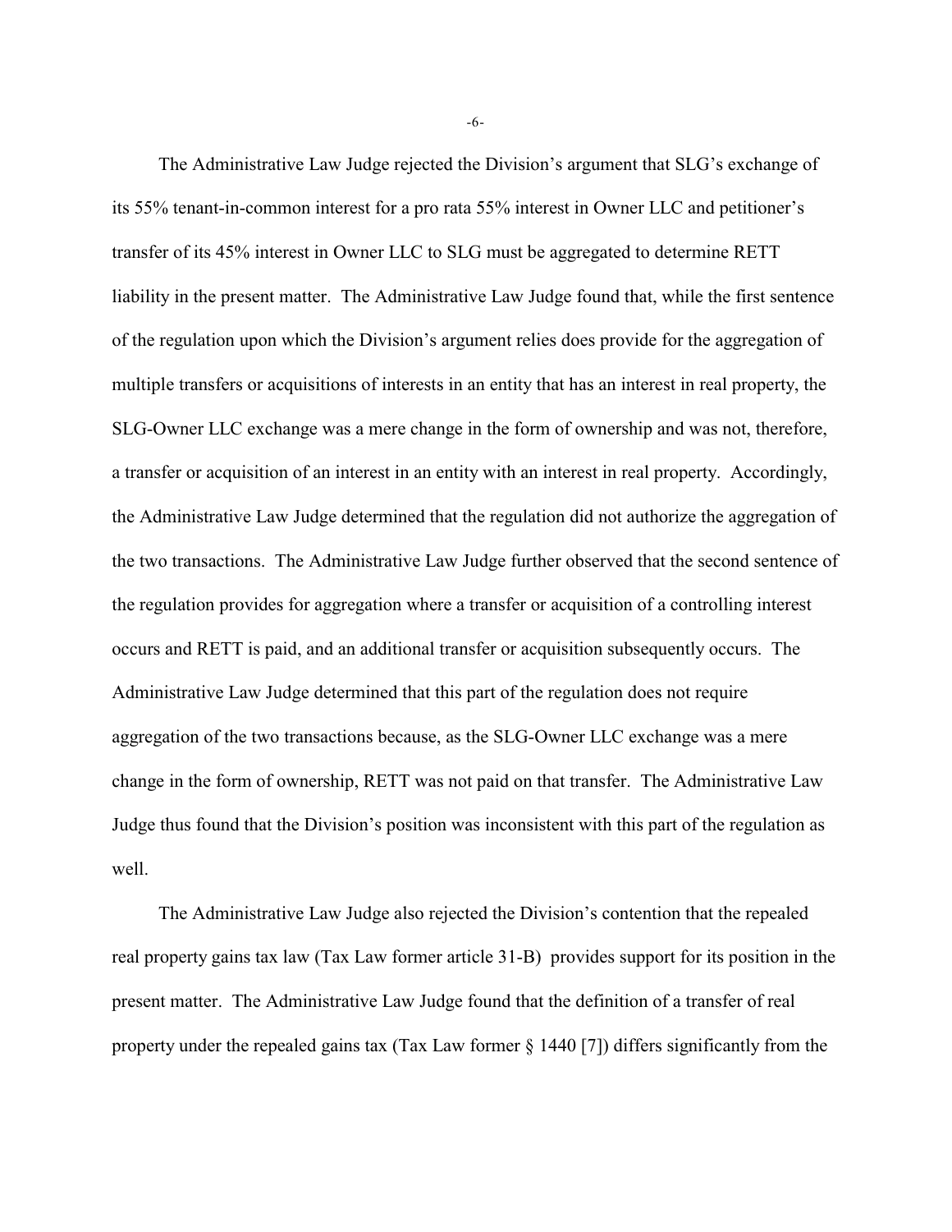The Administrative Law Judge rejected the Division's argument that SLG's exchange of its 55% tenant-in-common interest for a pro rata 55% interest in Owner LLC and petitioner's transfer of its 45% interest in Owner LLC to SLG must be aggregated to determine RETT liability in the present matter. The Administrative Law Judge found that, while the first sentence of the regulation upon which the Division's argument relies does provide for the aggregation of multiple transfers or acquisitions of interests in an entity that has an interest in real property, the SLG-Owner LLC exchange was a mere change in the form of ownership and was not, therefore, a transfer or acquisition of an interest in an entity with an interest in real property. Accordingly, the Administrative Law Judge determined that the regulation did not authorize the aggregation of the two transactions. The Administrative Law Judge further observed that the second sentence of the regulation provides for aggregation where a transfer or acquisition of a controlling interest occurs and RETT is paid, and an additional transfer or acquisition subsequently occurs. The Administrative Law Judge determined that this part of the regulation does not require aggregation of the two transactions because, as the SLG-Owner LLC exchange was a mere change in the form of ownership, RETT was not paid on that transfer. The Administrative Law Judge thus found that the Division's position was inconsistent with this part of the regulation as well.

The Administrative Law Judge also rejected the Division's contention that the repealed real property gains tax law (Tax Law former article 31-B) provides support for its position in the present matter. The Administrative Law Judge found that the definition of a transfer of real property under the repealed gains tax (Tax Law former § 1440 [7]) differs significantly from the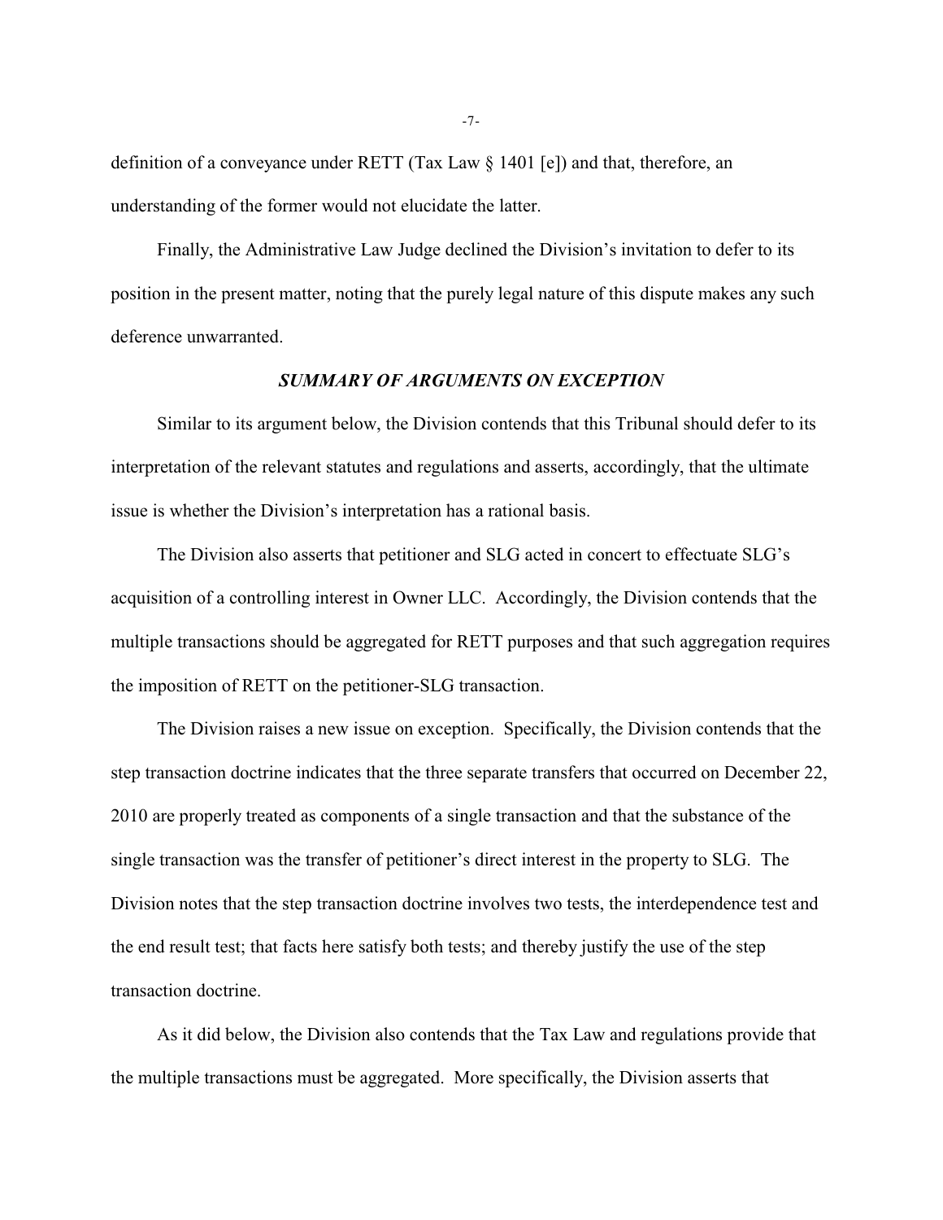definition of a conveyance under RETT (Tax Law § 1401 [e]) and that, therefore, an understanding of the former would not elucidate the latter.

Finally, the Administrative Law Judge declined the Division's invitation to defer to its position in the present matter, noting that the purely legal nature of this dispute makes any such deference unwarranted.

### *SUMMARY OF ARGUMENTS ON EXCEPTION*

Similar to its argument below, the Division contends that this Tribunal should defer to its interpretation of the relevant statutes and regulations and asserts, accordingly, that the ultimate issue is whether the Division's interpretation has a rational basis.

The Division also asserts that petitioner and SLG acted in concert to effectuate SLG's acquisition of a controlling interest in Owner LLC. Accordingly, the Division contends that the multiple transactions should be aggregated for RETT purposes and that such aggregation requires the imposition of RETT on the petitioner-SLG transaction.

The Division raises a new issue on exception. Specifically, the Division contends that the step transaction doctrine indicates that the three separate transfers that occurred on December 22, 2010 are properly treated as components of a single transaction and that the substance of the single transaction was the transfer of petitioner's direct interest in the property to SLG. The Division notes that the step transaction doctrine involves two tests, the interdependence test and the end result test; that facts here satisfy both tests; and thereby justify the use of the step transaction doctrine.

As it did below, the Division also contends that the Tax Law and regulations provide that the multiple transactions must be aggregated. More specifically, the Division asserts that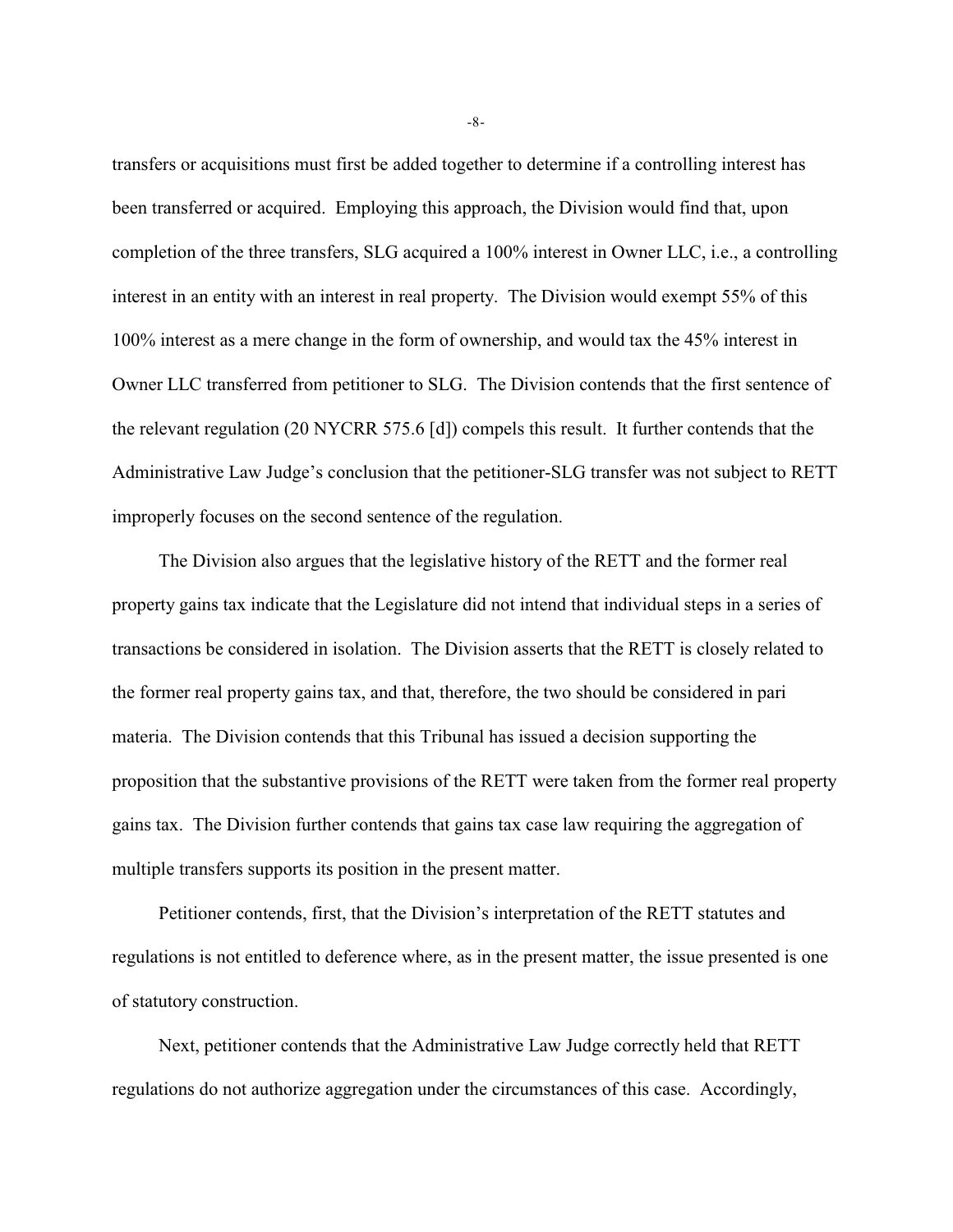transfers or acquisitions must first be added together to determine if a controlling interest has been transferred or acquired. Employing this approach, the Division would find that, upon completion of the three transfers, SLG acquired a 100% interest in Owner LLC, i.e., a controlling interest in an entity with an interest in real property. The Division would exempt 55% of this 100% interest as a mere change in the form of ownership, and would tax the 45% interest in Owner LLC transferred from petitioner to SLG. The Division contends that the first sentence of the relevant regulation (20 NYCRR 575.6 [d]) compels this result. It further contends that the Administrative Law Judge's conclusion that the petitioner-SLG transfer was not subject to RETT improperly focuses on the second sentence of the regulation.

The Division also argues that the legislative history of the RETT and the former real property gains tax indicate that the Legislature did not intend that individual steps in a series of transactions be considered in isolation. The Division asserts that the RETT is closely related to the former real property gains tax, and that, therefore, the two should be considered in pari materia. The Division contends that this Tribunal has issued a decision supporting the proposition that the substantive provisions of the RETT were taken from the former real property gains tax. The Division further contends that gains tax case law requiring the aggregation of multiple transfers supports its position in the present matter.

Petitioner contends, first, that the Division's interpretation of the RETT statutes and regulations is not entitled to deference where, as in the present matter, the issue presented is one of statutory construction.

Next, petitioner contends that the Administrative Law Judge correctly held that RETT regulations do not authorize aggregation under the circumstances of this case. Accordingly,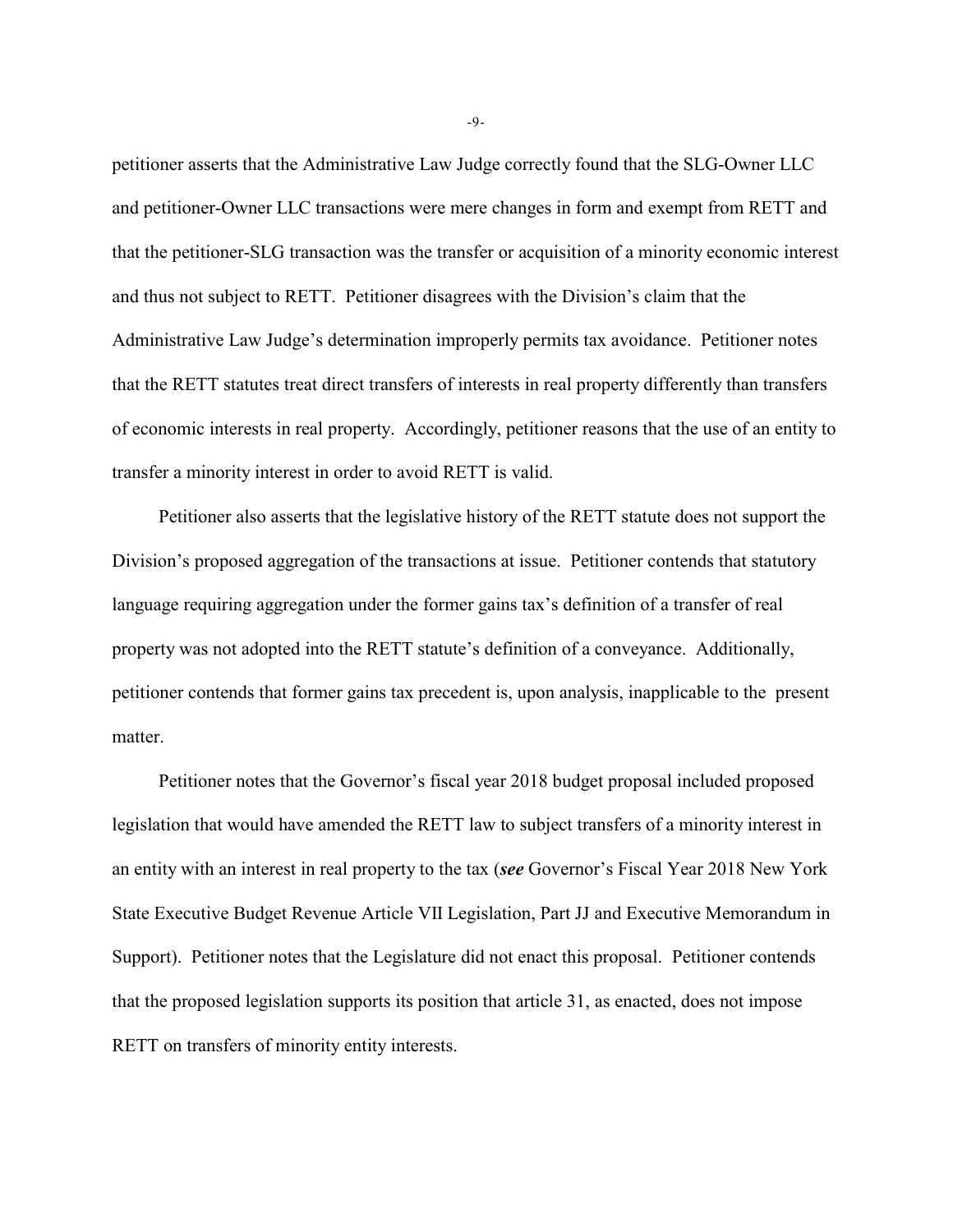petitioner asserts that the Administrative Law Judge correctly found that the SLG-Owner LLC and petitioner-Owner LLC transactions were mere changes in form and exempt from RETT and that the petitioner-SLG transaction was the transfer or acquisition of a minority economic interest and thus not subject to RETT. Petitioner disagrees with the Division's claim that the Administrative Law Judge's determination improperly permits tax avoidance. Petitioner notes that the RETT statutes treat direct transfers of interests in real property differently than transfers of economic interests in real property. Accordingly, petitioner reasons that the use of an entity to transfer a minority interest in order to avoid RETT is valid.

Petitioner also asserts that the legislative history of the RETT statute does not support the Division's proposed aggregation of the transactions at issue. Petitioner contends that statutory language requiring aggregation under the former gains tax's definition of a transfer of real property was not adopted into the RETT statute's definition of a conveyance. Additionally, petitioner contends that former gains tax precedent is, upon analysis, inapplicable to the present matter.

Petitioner notes that the Governor's fiscal year 2018 budget proposal included proposed legislation that would have amended the RETT law to subject transfers of a minority interest in an entity with an interest in real property to the tax (***see*** Governor's Fiscal Year 2018 New York State Executive Budget Revenue Article VII Legislation, Part JJ and Executive Memorandum in Support). Petitioner notes that the Legislature did not enact this proposal. Petitioner contends that the proposed legislation supports its position that article 31, as enacted, does not impose RETT on transfers of minority entity interests.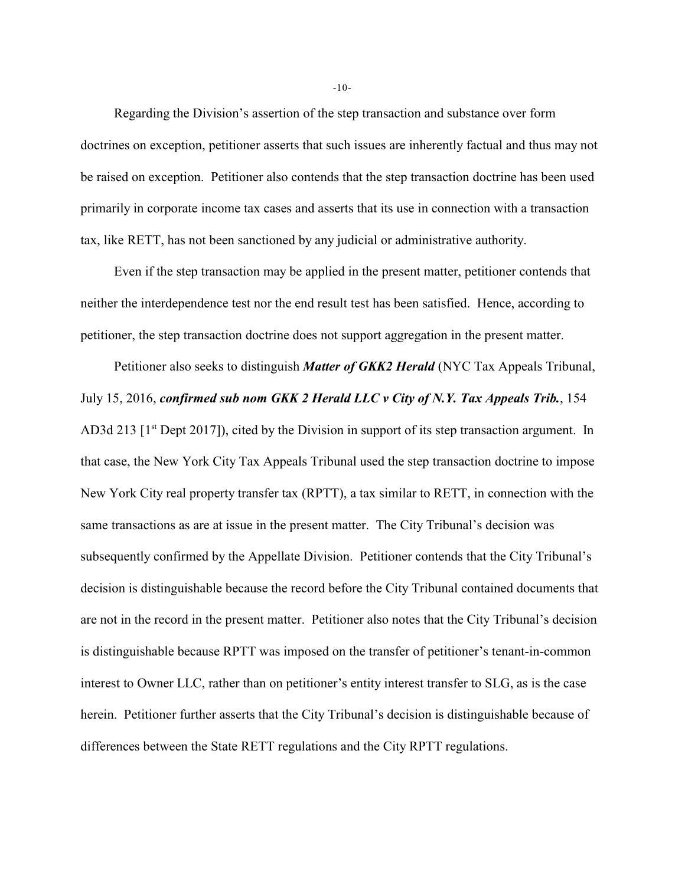Regarding the Division's assertion of the step transaction and substance over form doctrines on exception, petitioner asserts that such issues are inherently factual and thus may not be raised on exception. Petitioner also contends that the step transaction doctrine has been used primarily in corporate income tax cases and asserts that its use in connection with a transaction tax, like RETT, has not been sanctioned by any judicial or administrative authority.

Even if the step transaction may be applied in the present matter, petitioner contends that neither the interdependence test nor the end result test has been satisfied. Hence, according to petitioner, the step transaction doctrine does not support aggregation in the present matter.

Petitioner also seeks to distinguish ***Matter of GKK2 Herald*** (NYC Tax Appeals Tribunal, July 15, 2016, ***confirmed sub nom GKK 2 Herald LLC v City of N.Y. Tax Appeals Trib.***, 154 AD3d 213 [1st Dept 2017]), cited by the Division in support of its step transaction argument. In that case, the New York City Tax Appeals Tribunal used the step transaction doctrine to impose New York City real property transfer tax (RPTT), a tax similar to RETT, in connection with the same transactions as are at issue in the present matter. The City Tribunal's decision was subsequently confirmed by the Appellate Division. Petitioner contends that the City Tribunal's decision is distinguishable because the record before the City Tribunal contained documents that are not in the record in the present matter. Petitioner also notes that the City Tribunal's decision is distinguishable because RPTT was imposed on the transfer of petitioner's tenant-in-common interest to Owner LLC, rather than on petitioner's entity interest transfer to SLG, as is the case herein. Petitioner further asserts that the City Tribunal's decision is distinguishable because of differences between the State RETT regulations and the City RPTT regulations.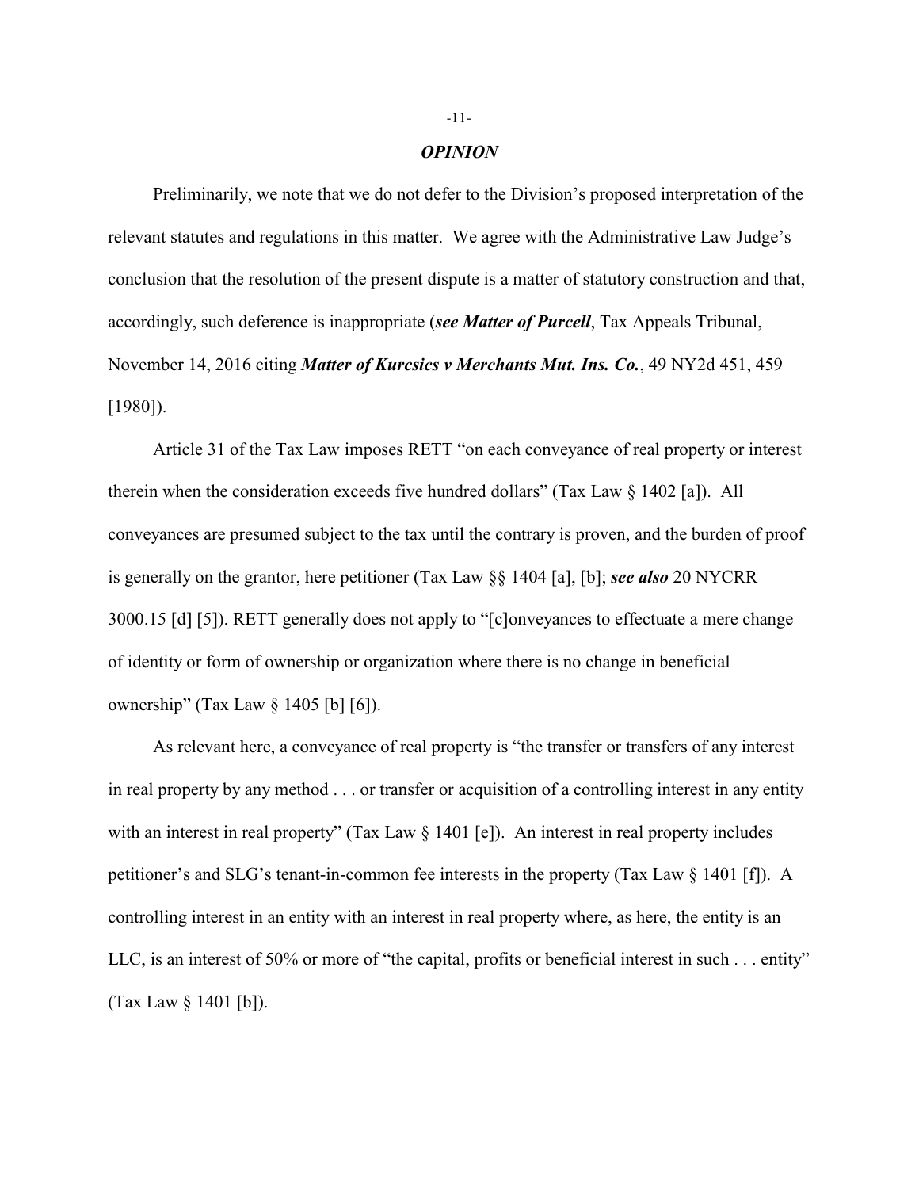## *OPINION*

Preliminarily, we note that we do not defer to the Division's proposed interpretation of the relevant statutes and regulations in this matter. We agree with the Administrative Law Judge's conclusion that the resolution of the present dispute is a matter of statutory construction and that, accordingly, such deference is inappropriate (***see Matter of Purcell***, Tax Appeals Tribunal, November 14, 2016 citing ***Matter of Kurcsics v Merchants Mut. Ins. Co.***, 49 NY2d 451, 459 [1980]).

Article 31 of the Tax Law imposes RETT "on each conveyance of real property or interest therein when the consideration exceeds five hundred dollars" (Tax Law § 1402 [a]). All conveyances are presumed subject to the tax until the contrary is proven, and the burden of proof is generally on the grantor, here petitioner (Tax Law §§ 1404 [a], [b]; ***see also*** 20 NYCRR 3000.15 [d] [5]). RETT generally does not apply to "[c]onveyances to effectuate a mere change of identity or form of ownership or organization where there is no change in beneficial ownership" (Tax Law § 1405 [b] [6]).

As relevant here, a conveyance of real property is "the transfer or transfers of any interest in real property by any method . . . or transfer or acquisition of a controlling interest in any entity with an interest in real property" (Tax Law § 1401 [e]). An interest in real property includes petitioner's and SLG's tenant-in-common fee interests in the property (Tax Law § 1401 [f]). A controlling interest in an entity with an interest in real property where, as here, the entity is an LLC, is an interest of 50% or more of "the capital, profits or beneficial interest in such . . . entity" (Tax Law § 1401 [b]).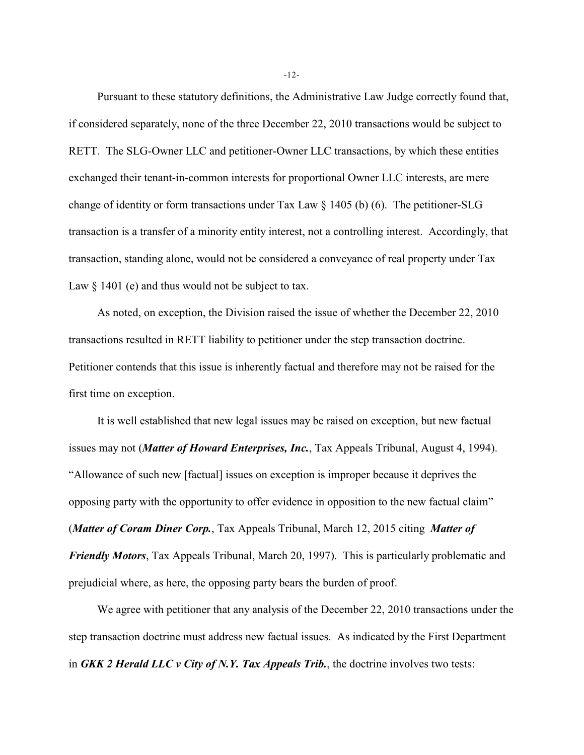Pursuant to these statutory definitions, the Administrative Law Judge correctly found that, if considered separately, none of the three December 22, 2010 transactions would be subject to RETT. The SLG-Owner LLC and petitioner-Owner LLC transactions, by which these entities exchanged their tenant-in-common interests for proportional Owner LLC interests, are mere change of identity or form transactions under Tax Law § 1405 (b) (6). The petitioner-SLG transaction is a transfer of a minority entity interest, not a controlling interest. Accordingly, that transaction, standing alone, would not be considered a conveyance of real property under Tax Law § 1401 (e) and thus would not be subject to tax.

As noted, on exception, the Division raised the issue of whether the December 22, 2010 transactions resulted in RETT liability to petitioner under the step transaction doctrine. Petitioner contends that this issue is inherently factual and therefore may not be raised for the first time on exception.

It is well established that new legal issues may be raised on exception, but new factual issues may not (***Matter of Howard Enterprises, Inc.***, Tax Appeals Tribunal, August 4, 1994). "Allowance of such new [factual] issues on exception is improper because it deprives the opposing party with the opportunity to offer evidence in opposition to the new factual claim" (***Matter of Coram Diner Corp.***, Tax Appeals Tribunal, March 12, 2015 citing ***Matter of Friendly Motors***, Tax Appeals Tribunal, March 20, 1997). This is particularly problematic and prejudicial where, as here, the opposing party bears the burden of proof.

We agree with petitioner that any analysis of the December 22, 2010 transactions under the step transaction doctrine must address new factual issues. As indicated by the First Department in ***GKK 2 Herald LLC v City of N.Y. Tax Appeals Trib.***, the doctrine involves two tests: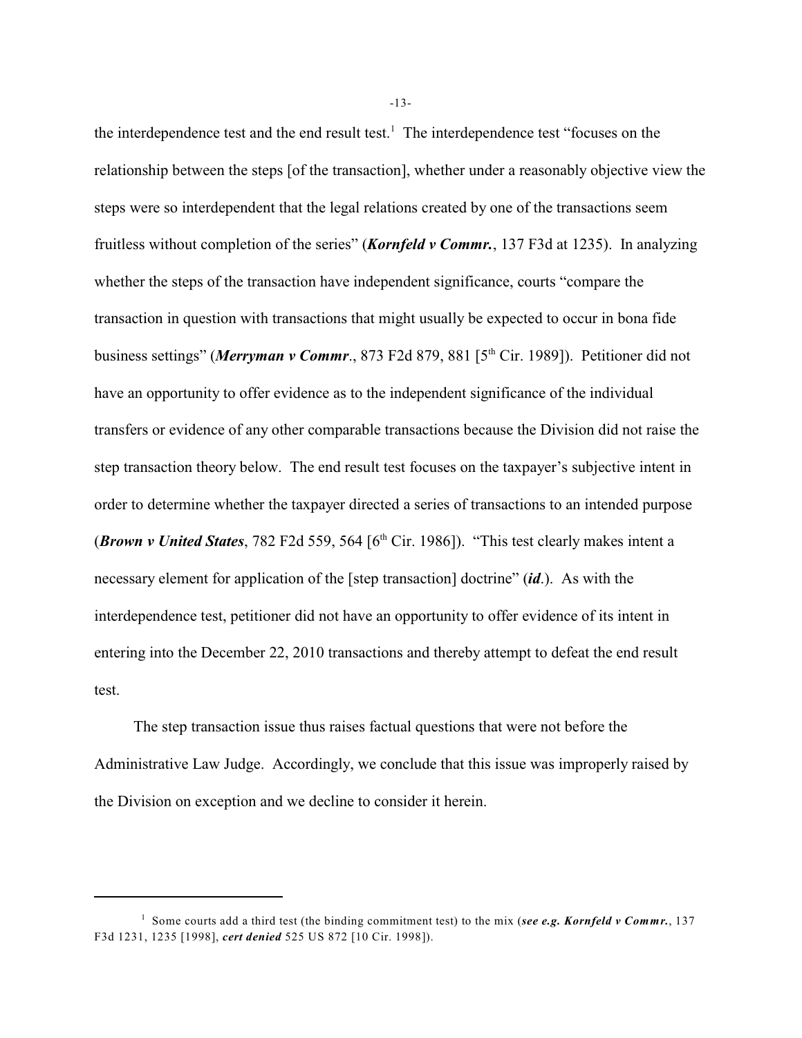the interdependence test and the end result test.[1] The interdependence test "focuses on the relationship between the steps [of the transaction], whether under a reasonably objective view the steps were so interdependent that the legal relations created by one of the transactions seem fruitless without completion of the series" (***Kornfeld v Commr.***, 137 F3d at 1235). In analyzing whether the steps of the transaction have independent significance, courts "compare the transaction in question with transactions that might usually be expected to occur in bona fide business settings" (***Merryman v Commr***., 873 F2d 879, 881 [5th Cir. 1989]). Petitioner did not have an opportunity to offer evidence as to the independent significance of the individual transfers or evidence of any other comparable transactions because the Division did not raise the step transaction theory below. The end result test focuses on the taxpayer's subjective intent in order to determine whether the taxpayer directed a series of transactions to an intended purpose (***Brown v United States***, 782 F2d 559, 564 [6th Cir. 1986]). "This test clearly makes intent a necessary element for application of the [step transaction] doctrine" (***id***.). As with the interdependence test, petitioner did not have an opportunity to offer evidence of its intent in entering into the December 22, 2010 transactions and thereby attempt to defeat the end result test.

The step transaction issue thus raises factual questions that were not before the Administrative Law Judge. Accordingly, we conclude that this issue was improperly raised by the Division on exception and we decline to consider it herein.

---

[1] Some courts add a third test (the binding commitment test) to the mix (***see e.g. Kornfeld v Commr.***, 137 F3d 1231, 1235 [1998], ***cert denied*** 525 US 872 [10 Cir. 1998]).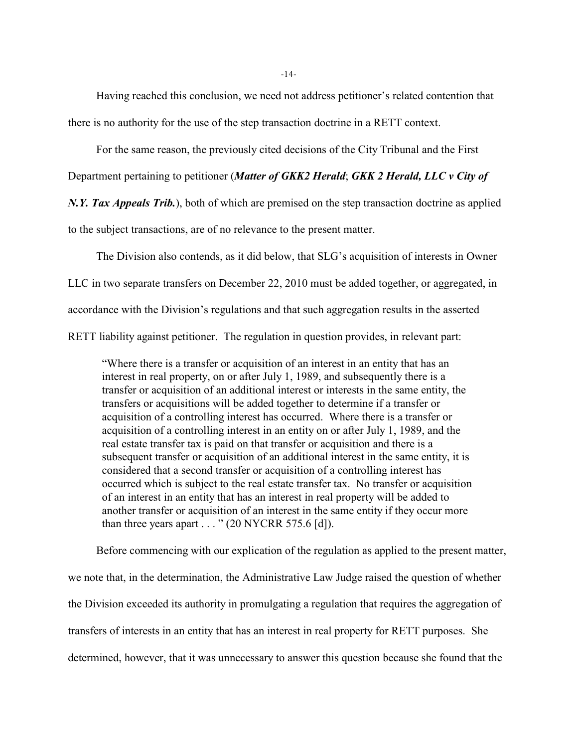Having reached this conclusion, we need not address petitioner's related contention that there is no authority for the use of the step transaction doctrine in a RETT context.

For the same reason, the previously cited decisions of the City Tribunal and the First Department pertaining to petitioner (***Matter of GKK2 Herald***; ***GKK 2 Herald, LLC v City of N.Y. Tax Appeals Trib.***), both of which are premised on the step transaction doctrine as applied to the subject transactions, are of no relevance to the present matter.

The Division also contends, as it did below, that SLG's acquisition of interests in Owner LLC in two separate transfers on December 22, 2010 must be added together, or aggregated, in accordance with the Division's regulations and that such aggregation results in the asserted RETT liability against petitioner. The regulation in question provides, in relevant part:

> "Where there is a transfer or acquisition of an interest in an entity that has an interest in real property, on or after July 1, 1989, and subsequently there is a transfer or acquisition of an additional interest or interests in the same entity, the transfers or acquisitions will be added together to determine if a transfer or acquisition of a controlling interest has occurred. Where there is a transfer or acquisition of a controlling interest in an entity on or after July 1, 1989, and the real estate transfer tax is paid on that transfer or acquisition and there is a subsequent transfer or acquisition of an additional interest in the same entity, it is considered that a second transfer or acquisition of a controlling interest has occurred which is subject to the real estate transfer tax. No transfer or acquisition of an interest in an entity that has an interest in real property will be added to another transfer or acquisition of an interest in the same entity if they occur more than three years apart . . . " (20 NYCRR 575.6 [d]).

Before commencing with our explication of the regulation as applied to the present matter, we note that, in the determination, the Administrative Law Judge raised the question of whether the Division exceeded its authority in promulgating a regulation that requires the aggregation of transfers of interests in an entity that has an interest in real property for RETT purposes. She determined, however, that it was unnecessary to answer this question because she found that the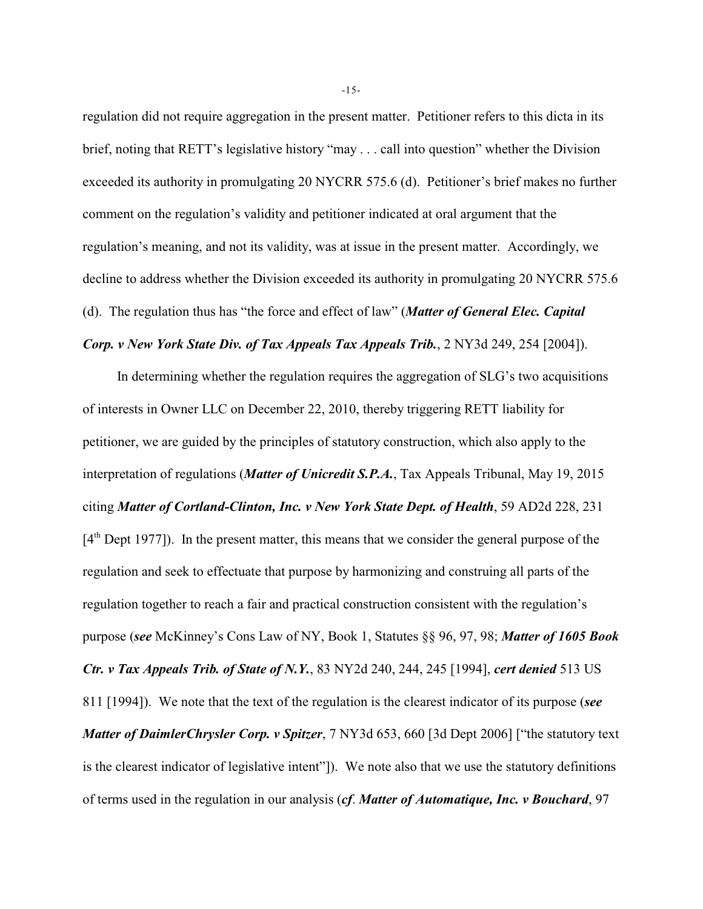regulation did not require aggregation in the present matter. Petitioner refers to this dicta in its brief, noting that RETT's legislative history "may . . . call into question" whether the Division exceeded its authority in promulgating 20 NYCRR 575.6 (d). Petitioner's brief makes no further comment on the regulation's validity and petitioner indicated at oral argument that the regulation's meaning, and not its validity, was at issue in the present matter. Accordingly, we decline to address whether the Division exceeded its authority in promulgating 20 NYCRR 575.6 (d). The regulation thus has "the force and effect of law" (***Matter of General Elec. Capital Corp. v New York State Div. of Tax Appeals Tax Appeals Trib.***, 2 NY3d 249, 254 [2004]).

In determining whether the regulation requires the aggregation of SLG's two acquisitions of interests in Owner LLC on December 22, 2010, thereby triggering RETT liability for petitioner, we are guided by the principles of statutory construction, which also apply to the interpretation of regulations (***Matter of Unicredit S.P.A.***, Tax Appeals Tribunal, May 19, 2015 citing ***Matter of Cortland-Clinton, Inc. v New York State Dept. of Health***, 59 AD2d 228, 231 [4th Dept 1977]). In the present matter, this means that we consider the general purpose of the regulation and seek to effectuate that purpose by harmonizing and construing all parts of the regulation together to reach a fair and practical construction consistent with the regulation's purpose (***see*** McKinney's Cons Law of NY, Book 1, Statutes §§ 96, 97, 98; ***Matter of 1605 Book Ctr. v Tax Appeals Trib. of State of N.Y.***, 83 NY2d 240, 244, 245 [1994], ***cert denied*** 513 US 811 [1994]). We note that the text of the regulation is the clearest indicator of its purpose (***see Matter of DaimlerChrysler Corp. v Spitzer***, 7 NY3d 653, 660 [3d Dept 2006] ["the statutory text is the clearest indicator of legislative intent"]). We note also that we use the statutory definitions of terms used in the regulation in our analysis (***cf. Matter of Automatique, Inc. v Bouchard***, 97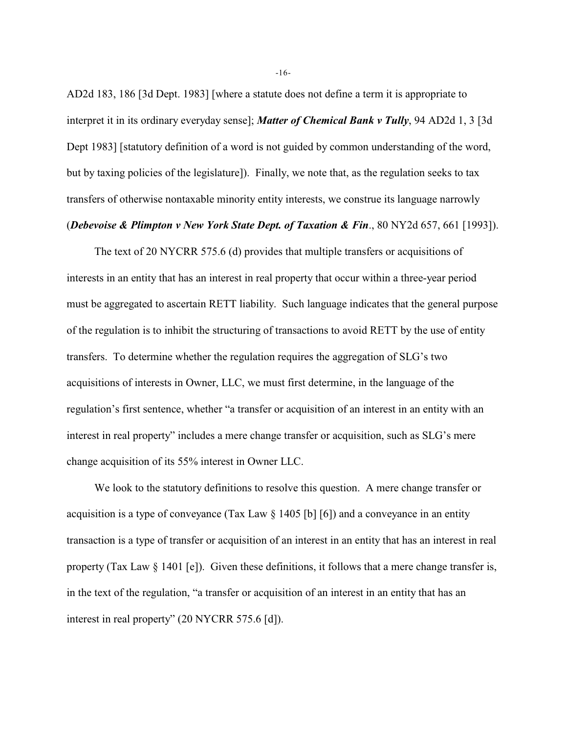AD2d 183, 186 [3d Dept. 1983] [where a statute does not define a term it is appropriate to interpret it in its ordinary everyday sense]; ***Matter of Chemical Bank v Tully***, 94 AD2d 1, 3 [3d Dept 1983] [statutory definition of a word is not guided by common understanding of the word, but by taxing policies of the legislature]). Finally, we note that, as the regulation seeks to tax transfers of otherwise nontaxable minority entity interests, we construe its language narrowly (***Debevoise & Plimpton v New York State Dept. of Taxation & Fin***., 80 NY2d 657, 661 [1993]).

The text of 20 NYCRR 575.6 (d) provides that multiple transfers or acquisitions of interests in an entity that has an interest in real property that occur within a three-year period must be aggregated to ascertain RETT liability. Such language indicates that the general purpose of the regulation is to inhibit the structuring of transactions to avoid RETT by the use of entity transfers. To determine whether the regulation requires the aggregation of SLG's two acquisitions of interests in Owner, LLC, we must first determine, in the language of the regulation's first sentence, whether "a transfer or acquisition of an interest in an entity with an interest in real property" includes a mere change transfer or acquisition, such as SLG's mere change acquisition of its 55% interest in Owner LLC.

We look to the statutory definitions to resolve this question. A mere change transfer or acquisition is a type of conveyance (Tax Law § 1405 [b] [6]) and a conveyance in an entity transaction is a type of transfer or acquisition of an interest in an entity that has an interest in real property (Tax Law § 1401 [e]). Given these definitions, it follows that a mere change transfer is, in the text of the regulation, "a transfer or acquisition of an interest in an entity that has an interest in real property" (20 NYCRR 575.6 [d]).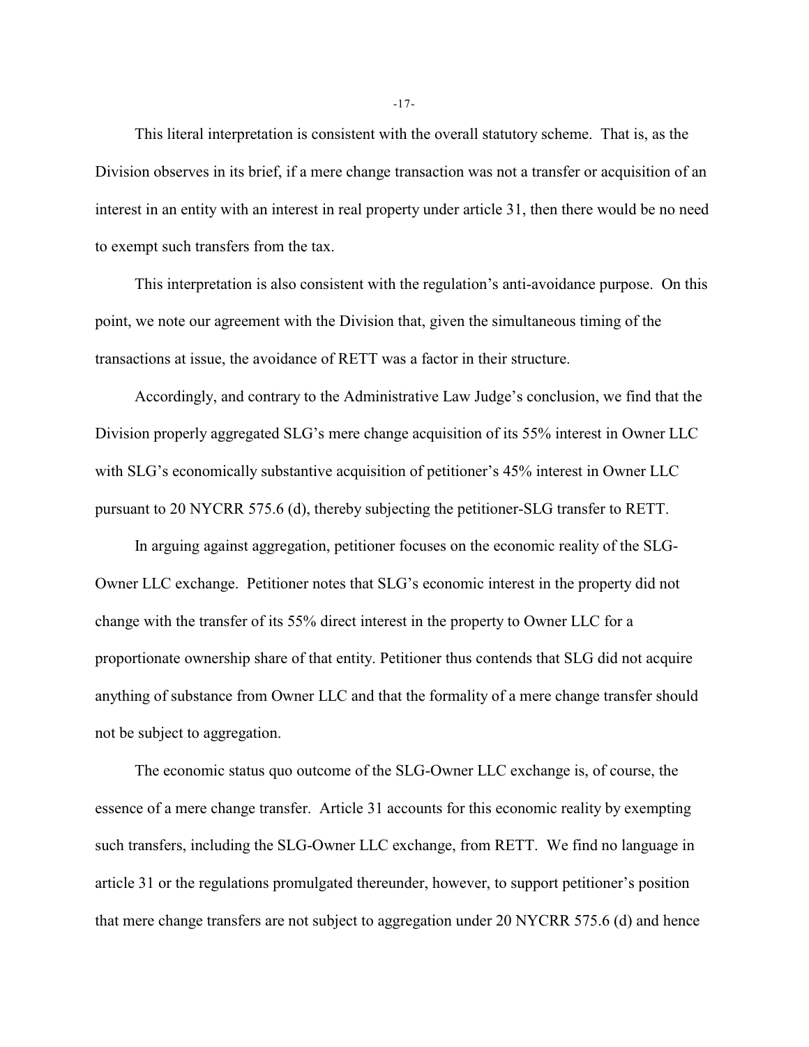This literal interpretation is consistent with the overall statutory scheme. That is, as the Division observes in its brief, if a mere change transaction was not a transfer or acquisition of an interest in an entity with an interest in real property under article 31, then there would be no need to exempt such transfers from the tax.

This interpretation is also consistent with the regulation's anti-avoidance purpose. On this point, we note our agreement with the Division that, given the simultaneous timing of the transactions at issue, the avoidance of RETT was a factor in their structure.

Accordingly, and contrary to the Administrative Law Judge's conclusion, we find that the Division properly aggregated SLG's mere change acquisition of its 55% interest in Owner LLC with SLG's economically substantive acquisition of petitioner's 45% interest in Owner LLC pursuant to 20 NYCRR 575.6 (d), thereby subjecting the petitioner-SLG transfer to RETT.

In arguing against aggregation, petitioner focuses on the economic reality of the SLG-Owner LLC exchange. Petitioner notes that SLG's economic interest in the property did not change with the transfer of its 55% direct interest in the property to Owner LLC for a proportionate ownership share of that entity. Petitioner thus contends that SLG did not acquire anything of substance from Owner LLC and that the formality of a mere change transfer should not be subject to aggregation.

The economic status quo outcome of the SLG-Owner LLC exchange is, of course, the essence of a mere change transfer. Article 31 accounts for this economic reality by exempting such transfers, including the SLG-Owner LLC exchange, from RETT. We find no language in article 31 or the regulations promulgated thereunder, however, to support petitioner's position that mere change transfers are not subject to aggregation under 20 NYCRR 575.6 (d) and hence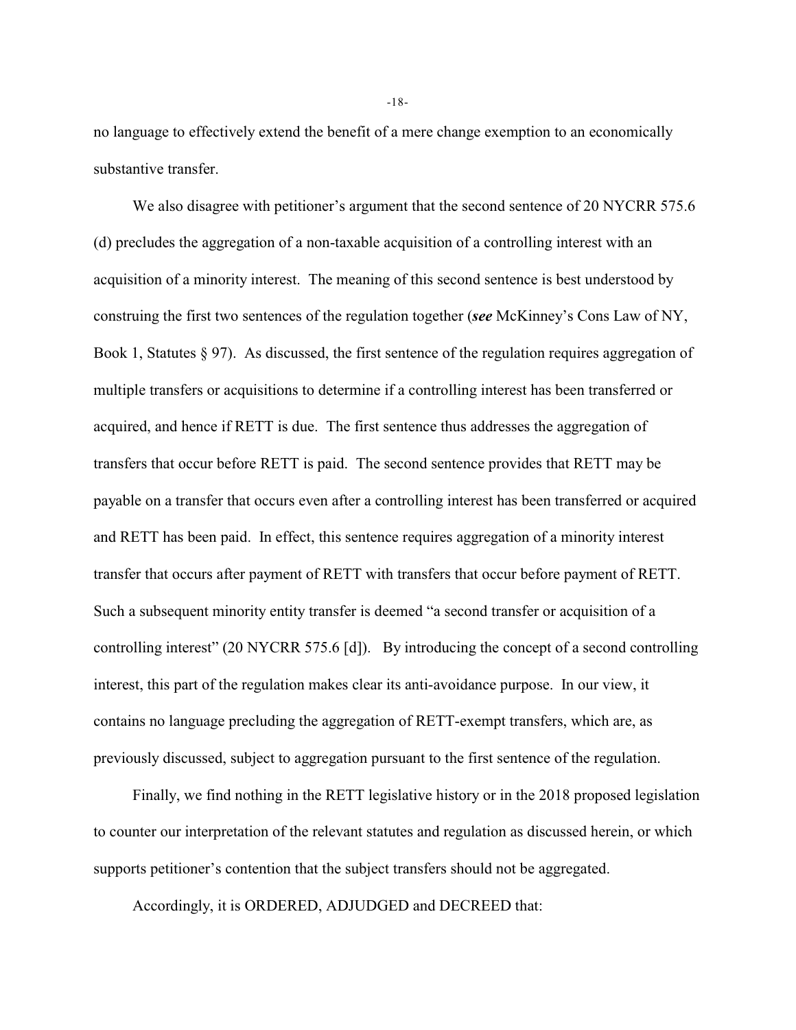no language to effectively extend the benefit of a mere change exemption to an economically substantive transfer.

We also disagree with petitioner's argument that the second sentence of 20 NYCRR 575.6 (d) precludes the aggregation of a non-taxable acquisition of a controlling interest with an acquisition of a minority interest. The meaning of this second sentence is best understood by construing the first two sentences of the regulation together (***see*** McKinney's Cons Law of NY, Book 1, Statutes § 97). As discussed, the first sentence of the regulation requires aggregation of multiple transfers or acquisitions to determine if a controlling interest has been transferred or acquired, and hence if RETT is due. The first sentence thus addresses the aggregation of transfers that occur before RETT is paid. The second sentence provides that RETT may be payable on a transfer that occurs even after a controlling interest has been transferred or acquired and RETT has been paid. In effect, this sentence requires aggregation of a minority interest transfer that occurs after payment of RETT with transfers that occur before payment of RETT. Such a subsequent minority entity transfer is deemed "a second transfer or acquisition of a controlling interest" (20 NYCRR 575.6 [d]). By introducing the concept of a second controlling interest, this part of the regulation makes clear its anti-avoidance purpose. In our view, it contains no language precluding the aggregation of RETT-exempt transfers, which are, as previously discussed, subject to aggregation pursuant to the first sentence of the regulation.

Finally, we find nothing in the RETT legislative history or in the 2018 proposed legislation to counter our interpretation of the relevant statutes and regulation as discussed herein, or which supports petitioner's contention that the subject transfers should not be aggregated.

Accordingly, it is ORDERED, ADJUDGED and DECREED that: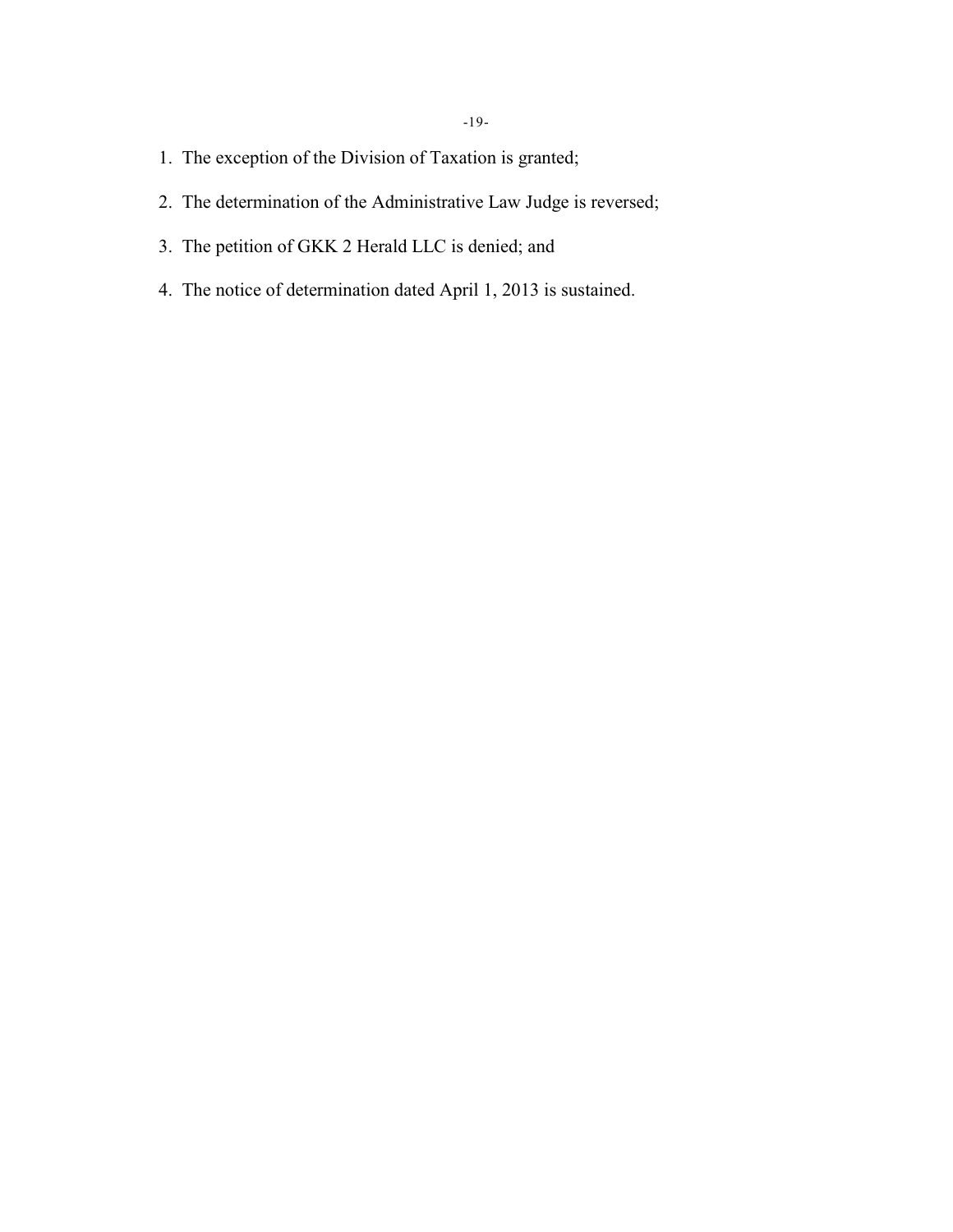1. The exception of the Division of Taxation is granted;
2. The determination of the Administrative Law Judge is reversed;
3. The petition of GKK 2 Herald LLC is denied; and
4. The notice of determination dated April 1, 2013 is sustained.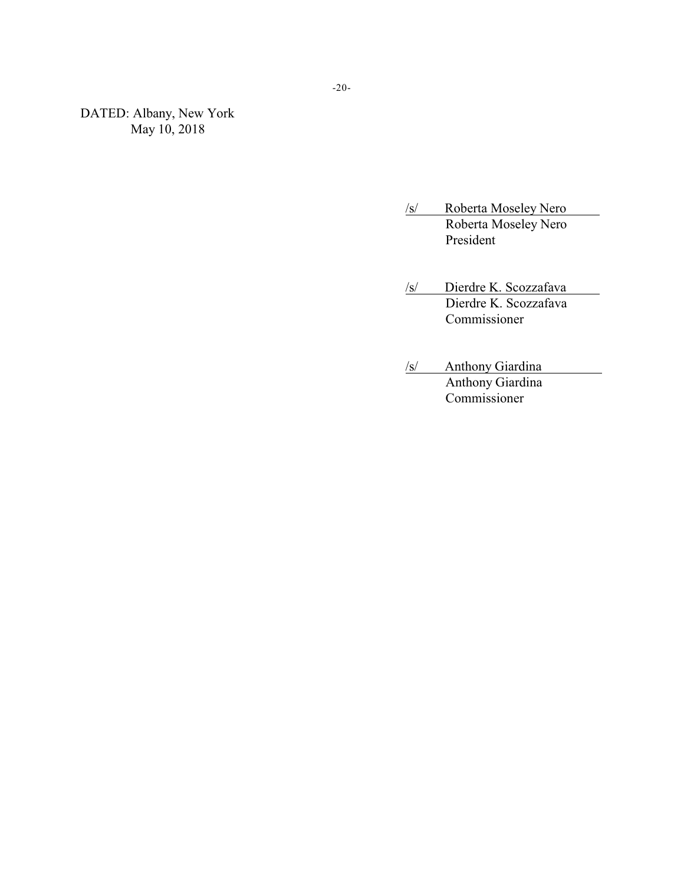DATED: Albany, New York
May 10, 2018

/s/ Roberta Moseley Nero
Roberta Moseley Nero
President

/s/ Dierdre K. Scozzafava
Dierdre K. Scozzafava
Commissioner

/s/ Anthony Giardina
Anthony Giardina
Commissioner